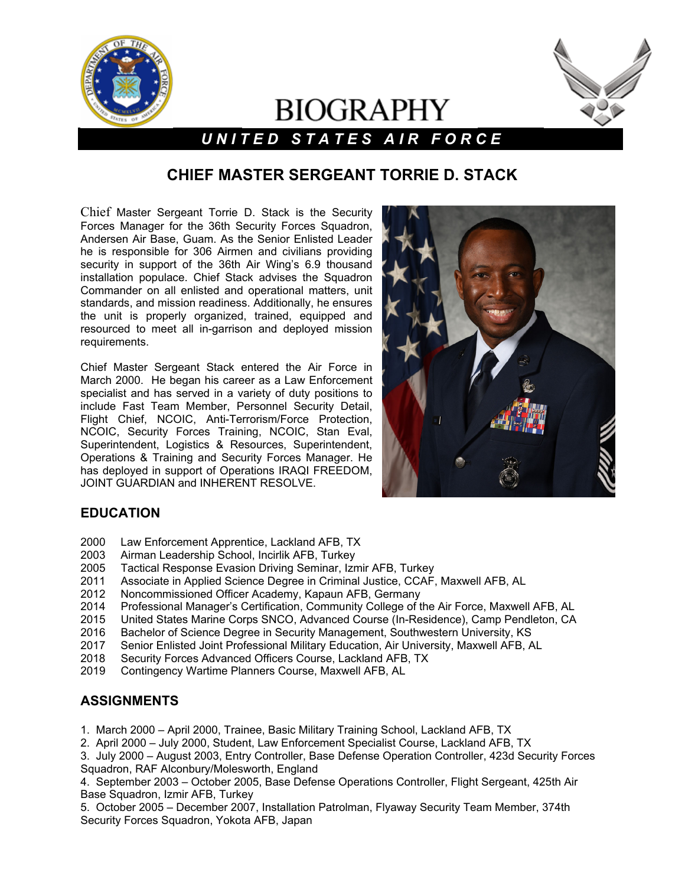# BIOGRAPHY

**UNITED STATES AIR FORCE**

## CHIEF MASTER SERGEANT TORRIE D. STACK

Chief Master Sergeant Torrie D. Stack is the Security Forces Manager for the 36th Security Forces Squadron, Andersen Air Base, Guam. As the Senior Enlisted Leader he is responsible for 306 Airmen and civilians providing security in support of the 36th Air Wing's 6.9 thousand installation populace. Chief Stack advises the Squadron Commander on all enlisted and operational matters, unit standards, and mission readiness. Additionally, he ensures the unit is properly organized, trained, equipped and resourced to meet all in-garrison and deployed mission requirements.

Chief Master Sergeant Stack entered the Air Force in March 2000. He began his career as a Law Enforcement specialist and has served in a variety of duty positions to include Fast Team Member, Personnel Security Detail, Flight Chief, NCOIC, Anti-Terrorism/Force Protection, NCOIC, Security Forces Training, NCOIC, Stan Eval, Superintendent, Logistics & Resources, Superintendent, Operations & Training and Security Forces Manager. He has deployed in support of Operations IRAQI FREEDOM, JOINT GUARDIAN and INHERENT RESOLVE.

### EDUCATION

2000 Law Enforcement Apprentice, Lackland AFB, TX
2003 Airman Leadership School, Incirlik AFB, Turkey
2005 Tactical Response Evasion Driving Seminar, Izmir AFB, Turkey
2011 Associate in Applied Science Degree in Criminal Justice, CCAF, Maxwell AFB, AL
2012 Noncommissioned Officer Academy, Kapaun AFB, Germany
2014 Professional Manager's Certification, Community College of the Air Force, Maxwell AFB, AL
2015 United States Marine Corps SNCO, Advanced Course (In-Residence), Camp Pendleton, CA
2016 Bachelor of Science Degree in Security Management, Southwestern University, KS
2017 Senior Enlisted Joint Professional Military Education, Air University, Maxwell AFB, AL
2018 Security Forces Advanced Officers Course, Lackland AFB, TX
2019 Contingency Wartime Planners Course, Maxwell AFB, AL

### ASSIGNMENTS

1. March 2000 – April 2000, Trainee, Basic Military Training School, Lackland AFB, TX
2. April 2000 – July 2000, Student, Law Enforcement Specialist Course, Lackland AFB, TX
3. July 2000 – August 2003, Entry Controller, Base Defense Operation Controller, 423d Security Forces Squadron, RAF Alconbury/Molesworth, England
4. September 2003 – October 2005, Base Defense Operations Controller, Flight Sergeant, 425th Air Base Squadron, Izmir AFB, Turkey
5. October 2005 – December 2007, Installation Patrolman, Flyaway Security Team Member, 374th Security Forces Squadron, Yokota AFB, Japan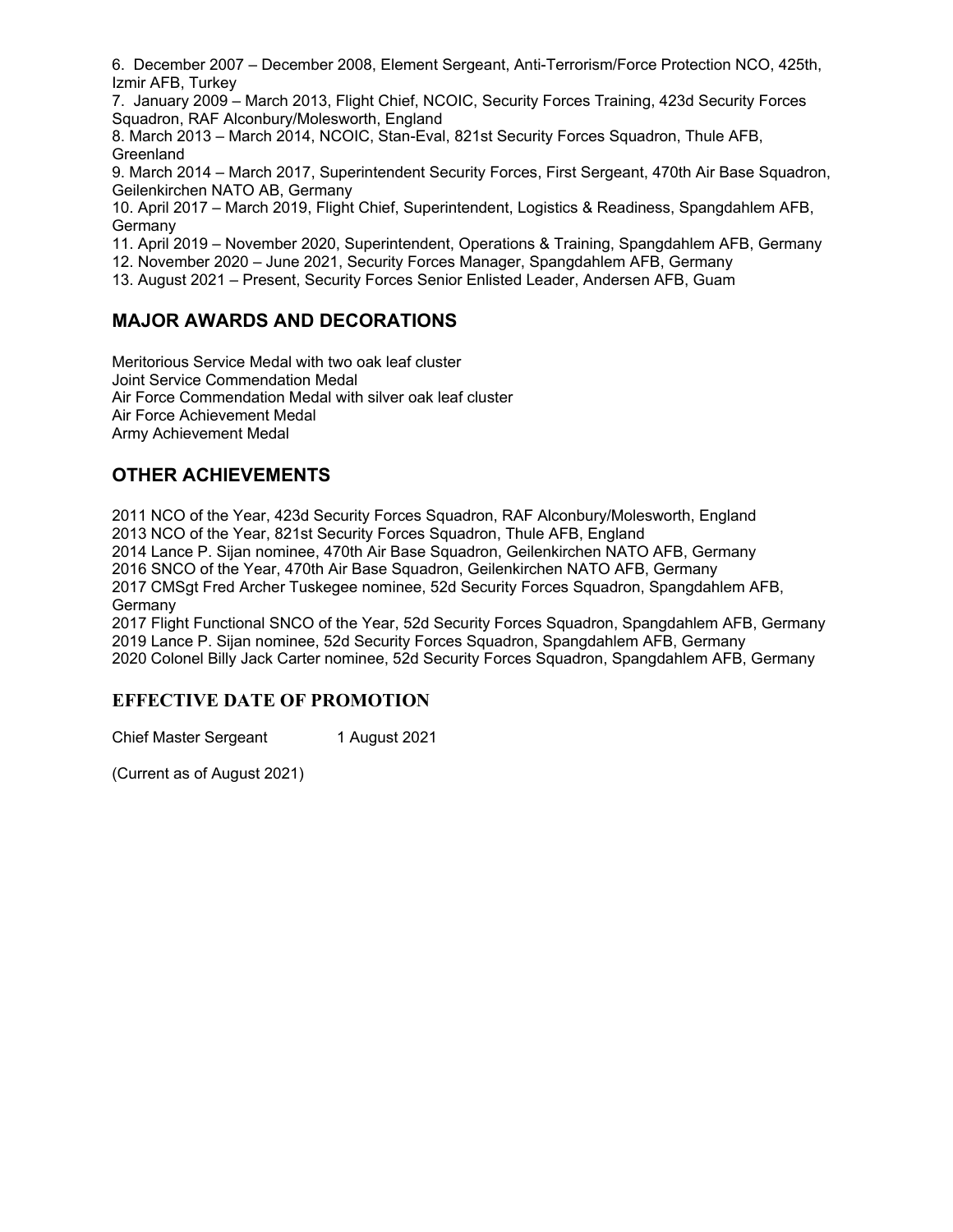6. December 2007 – December 2008, Element Sergeant, Anti-Terrorism/Force Protection NCO, 425th, Izmir AFB, Turkey
7. January 2009 – March 2013, Flight Chief, NCOIC, Security Forces Training, 423d Security Forces Squadron, RAF Alconbury/Molesworth, England
8. March 2013 – March 2014, NCOIC, Stan-Eval, 821st Security Forces Squadron, Thule AFB, Greenland
9. March 2014 – March 2017, Superintendent Security Forces, First Sergeant, 470th Air Base Squadron, Geilenkirchen NATO AB, Germany
10. April 2017 – March 2019, Flight Chief, Superintendent, Logistics & Readiness, Spangdahlem AFB, Germany
11. April 2019 – November 2020, Superintendent, Operations & Training, Spangdahlem AFB, Germany
12. November 2020 – June 2021, Security Forces Manager, Spangdahlem AFB, Germany
13. August 2021 – Present, Security Forces Senior Enlisted Leader, Andersen AFB, Guam

## MAJOR AWARDS AND DECORATIONS

Meritorious Service Medal with two oak leaf cluster
Joint Service Commendation Medal
Air Force Commendation Medal with silver oak leaf cluster
Air Force Achievement Medal
Army Achievement Medal

## OTHER ACHIEVEMENTS

2011 NCO of the Year, 423d Security Forces Squadron, RAF Alconbury/Molesworth, England
2013 NCO of the Year, 821st Security Forces Squadron, Thule AFB, England
2014 Lance P. Sijan nominee, 470th Air Base Squadron, Geilenkirchen NATO AFB, Germany
2016 SNCO of the Year, 470th Air Base Squadron, Geilenkirchen NATO AFB, Germany
2017 CMSgt Fred Archer Tuskegee nominee, 52d Security Forces Squadron, Spangdahlem AFB, Germany
2017 Flight Functional SNCO of the Year, 52d Security Forces Squadron, Spangdahlem AFB, Germany
2019 Lance P. Sijan nominee, 52d Security Forces Squadron, Spangdahlem AFB, Germany
2020 Colonel Billy Jack Carter nominee, 52d Security Forces Squadron, Spangdahlem AFB, Germany

## EFFECTIVE DATE OF PROMOTION

Chief Master Sergeant 1 August 2021

(Current as of August 2021)